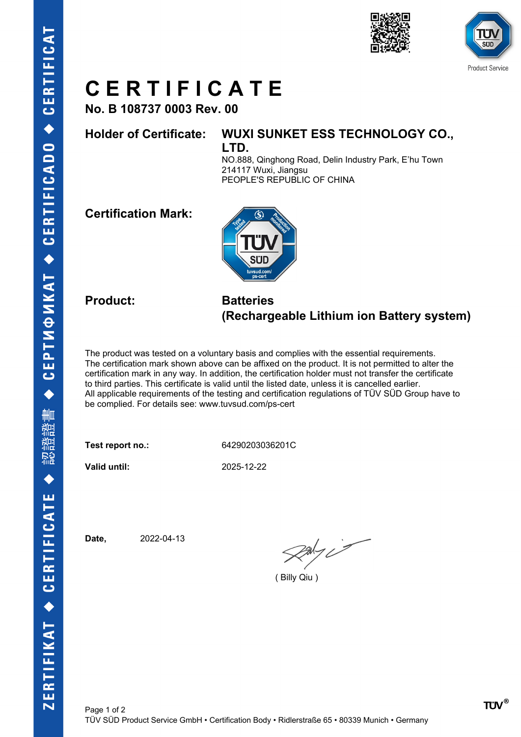# CERTIFICATE

**No. B 108737 0003 Rev. 00**

**Holder of Certificate:** **WUXI SUNKET ESS TECHNOLOGY CO., LTD.**
NO.888, Qinghong Road, Delin Industry Park, E'hu Town
214117 Wuxi, Jiangsu
PEOPLE'S REPUBLIC OF CHINA

**Certification Mark:**

**Product:** **Batteries**
**(Rechargeable Lithium ion Battery system)**

The product was tested on a voluntary basis and complies with the essential requirements. The certification mark shown above can be affixed on the product. It is not permitted to alter the certification mark in any way. In addition, the certification holder must not transfer the certificate to third parties. This certificate is valid until the listed date, unless it is cancelled earlier. All applicable requirements of the testing and certification regulations of TÜV SÜD Group have to be complied. For details see: www.tuvsud.com/ps-cert

**Test report no.:** 64290203036201C

**Valid until:** 2025-12-22

**Date,** 2022-04-13

( Billy Qiu )

TÜV SÜD Product Service GmbH • Certification Body • Ridlerstraße 65 • 80339 Munich • Germany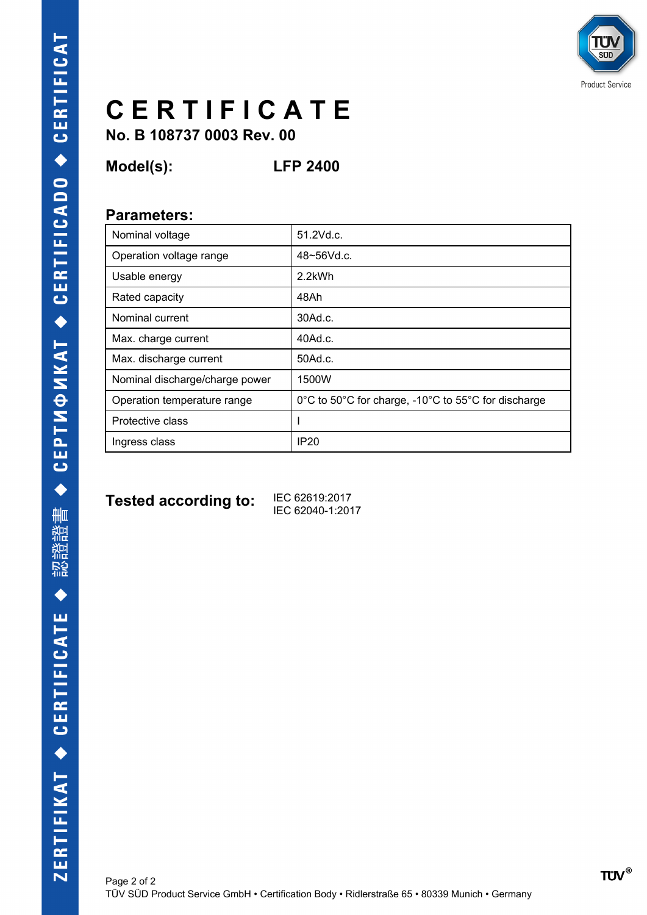# CERTIFICATE

**No. B 108737 0003 Rev. 00**

**Model(s):** **LFP 2400**

## Parameters:

| | |
|---|---|
| Nominal voltage | 51.2Vd.c. |
| Operation voltage range | 48~56Vd.c. |
| Usable energy | 2.2kWh |
| Rated capacity | 48Ah |
| Nominal current | 30Ad.c. |
| Max. charge current | 40Ad.c. |
| Max. discharge current | 50Ad.c. |
| Nominal discharge/charge power | 1500W |
| Operation temperature range | 0°C to 50°C for charge, -10°C to 55°C for discharge |
| Protective class | I |
| Ingress class | IP20 |

**Tested according to:**

IEC 62619:2017
IEC 62040-1:2017

TÜV SÜD Product Service GmbH • Certification Body • Ridlerstraße 65 • 80339 Munich • Germany